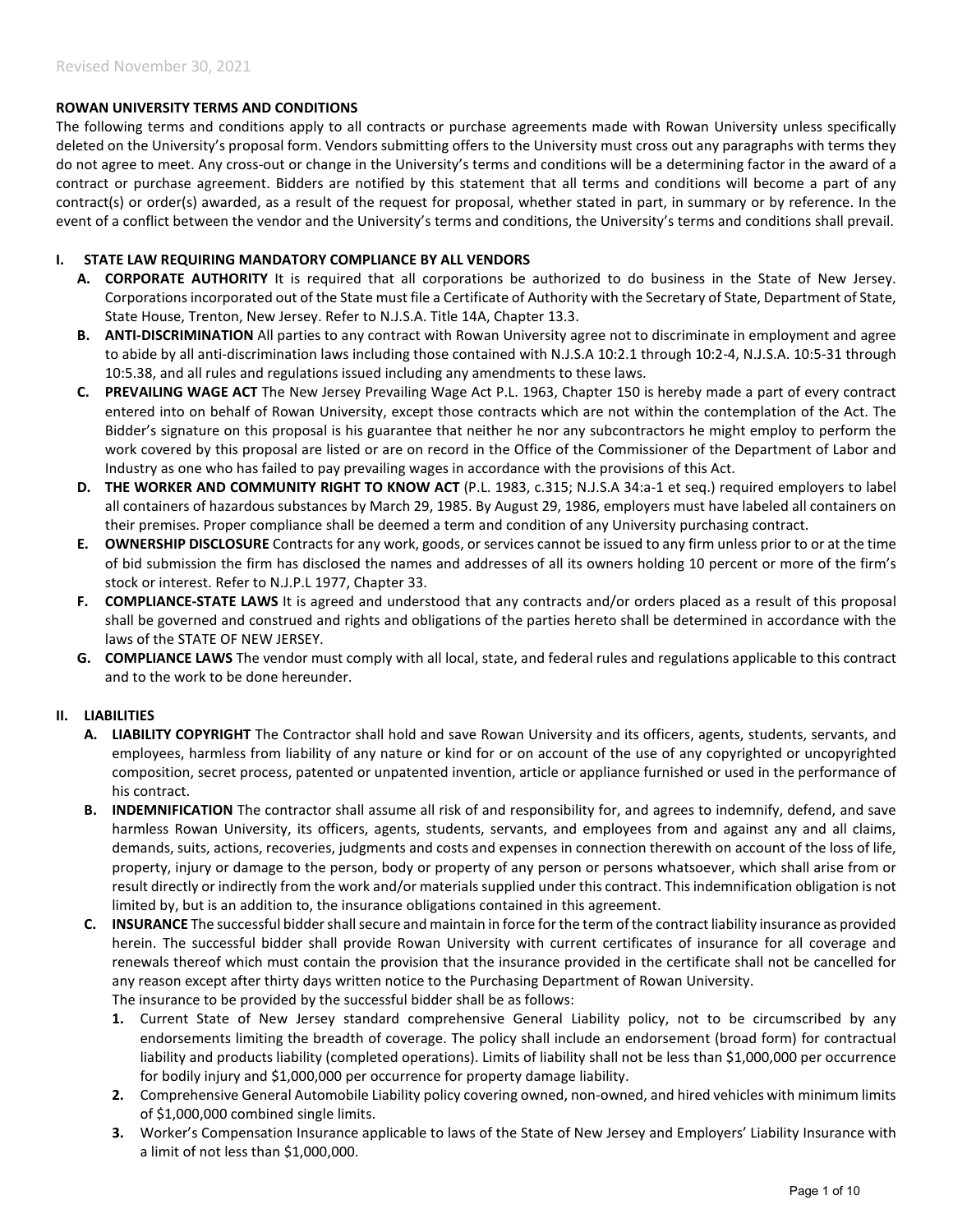Revised November 30, 2021

**ROWAN UNIVERSITY TERMS AND CONDITIONS**

The following terms and conditions apply to all contracts or purchase agreements made with Rowan University unless specifically deleted on the University's proposal form. Vendors submitting offers to the University must cross out any paragraphs with terms they do not agree to meet. Any cross-out or change in the University's terms and conditions will be a determining factor in the award of a contract or purchase agreement. Bidders are notified by this statement that all terms and conditions will become a part of any contract(s) or order(s) awarded, as a result of the request for proposal, whether stated in part, in summary or by reference. In the event of a conflict between the vendor and the University's terms and conditions, the University's terms and conditions shall prevail.

**I. STATE LAW REQUIRING MANDATORY COMPLIANCE BY ALL VENDORS**

- **A. CORPORATE AUTHORITY** It is required that all corporations be authorized to do business in the State of New Jersey. Corporations incorporated out of the State must file a Certificate of Authority with the Secretary of State, Department of State, State House, Trenton, New Jersey. Refer to N.J.S.A. Title 14A, Chapter 13.3.
- **B. ANTI-DISCRIMINATION** All parties to any contract with Rowan University agree not to discriminate in employment and agree to abide by all anti-discrimination laws including those contained with N.J.S.A 10:2.1 through 10:2-4, N.J.S.A. 10:5-31 through 10:5.38, and all rules and regulations issued including any amendments to these laws.
- **C. PREVAILING WAGE ACT** The New Jersey Prevailing Wage Act P.L. 1963, Chapter 150 is hereby made a part of every contract entered into on behalf of Rowan University, except those contracts which are not within the contemplation of the Act. The Bidder's signature on this proposal is his guarantee that neither he nor any subcontractors he might employ to perform the work covered by this proposal are listed or are on record in the Office of the Commissioner of the Department of Labor and Industry as one who has failed to pay prevailing wages in accordance with the provisions of this Act.
- **D. THE WORKER AND COMMUNITY RIGHT TO KNOW ACT** (P.L. 1983, c.315; N.J.S.A 34:a-1 et seq.) required employers to label all containers of hazardous substances by March 29, 1985. By August 29, 1986, employers must have labeled all containers on their premises. Proper compliance shall be deemed a term and condition of any University purchasing contract.
- **E. OWNERSHIP DISCLOSURE** Contracts for any work, goods, or services cannot be issued to any firm unless prior to or at the time of bid submission the firm has disclosed the names and addresses of all its owners holding 10 percent or more of the firm's stock or interest. Refer to N.J.P.L 1977, Chapter 33.
- **F. COMPLIANCE-STATE LAWS** It is agreed and understood that any contracts and/or orders placed as a result of this proposal shall be governed and construed and rights and obligations of the parties hereto shall be determined in accordance with the laws of the STATE OF NEW JERSEY.
- **G. COMPLIANCE LAWS** The vendor must comply with all local, state, and federal rules and regulations applicable to this contract and to the work to be done hereunder.

**II. LIABILITIES**

- **A. LIABILITY COPYRIGHT** The Contractor shall hold and save Rowan University and its officers, agents, students, servants, and employees, harmless from liability of any nature or kind for or on account of the use of any copyrighted or uncopyrighted composition, secret process, patented or unpatented invention, article or appliance furnished or used in the performance of his contract.
- **B. INDEMNIFICATION** The contractor shall assume all risk of and responsibility for, and agrees to indemnify, defend, and save harmless Rowan University, its officers, agents, students, servants, and employees from and against any and all claims, demands, suits, actions, recoveries, judgments and costs and expenses in connection therewith on account of the loss of life, property, injury or damage to the person, body or property of any person or persons whatsoever, which shall arise from or result directly or indirectly from the work and/or materials supplied under this contract. This indemnification obligation is not limited by, but is an addition to, the insurance obligations contained in this agreement.
- **C. INSURANCE** The successful bidder shall secure and maintain in force for the term of the contract liability insurance as provided herein. The successful bidder shall provide Rowan University with current certificates of insurance for all coverage and renewals thereof which must contain the provision that the insurance provided in the certificate shall not be cancelled for any reason except after thirty days written notice to the Purchasing Department of Rowan University.

  The insurance to be provided by the successful bidder shall be as follows:

  1. Current State of New Jersey standard comprehensive General Liability policy, not to be circumscribed by any endorsements limiting the breadth of coverage. The policy shall include an endorsement (broad form) for contractual liability and products liability (completed operations). Limits of liability shall not be less than $1,000,000 per occurrence for bodily injury and $1,000,000 per occurrence for property damage liability.
  2. Comprehensive General Automobile Liability policy covering owned, non-owned, and hired vehicles with minimum limits of $1,000,000 combined single limits.
  3. Worker's Compensation Insurance applicable to laws of the State of New Jersey and Employers' Liability Insurance with a limit of not less than $1,000,000.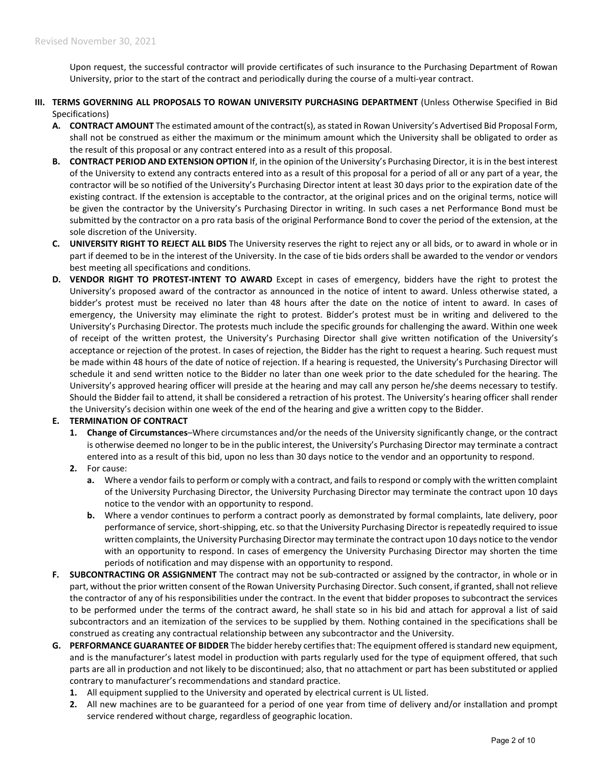Upon request, the successful contractor will provide certificates of such insurance to the Purchasing Department of Rowan University, prior to the start of the contract and periodically during the course of a multi-year contract.

## III. TERMS GOVERNING ALL PROPOSALS TO ROWAN UNIVERSITY PURCHASING DEPARTMENT (Unless Otherwise Specified in Bid Specifications)

**A. CONTRACT AMOUNT** The estimated amount of the contract(s), as stated in Rowan University's Advertised Bid Proposal Form, shall not be construed as either the maximum or the minimum amount which the University shall be obligated to order as the result of this proposal or any contract entered into as a result of this proposal.

**B. CONTRACT PERIOD AND EXTENSION OPTION** If, in the opinion of the University's Purchasing Director, it is in the best interest of the University to extend any contracts entered into as a result of this proposal for a period of all or any part of a year, the contractor will be so notified of the University's Purchasing Director intent at least 30 days prior to the expiration date of the existing contract. If the extension is acceptable to the contractor, at the original prices and on the original terms, notice will be given the contractor by the University's Purchasing Director in writing. In such cases a net Performance Bond must be submitted by the contractor on a pro rata basis of the original Performance Bond to cover the period of the extension, at the sole discretion of the University.

**C. UNIVERSITY RIGHT TO REJECT ALL BIDS** The University reserves the right to reject any or all bids, or to award in whole or in part if deemed to be in the interest of the University. In the case of tie bids orders shall be awarded to the vendor or vendors best meeting all specifications and conditions.

**D. VENDOR RIGHT TO PROTEST-INTENT TO AWARD** Except in cases of emergency, bidders have the right to protest the University's proposed award of the contractor as announced in the notice of intent to award. Unless otherwise stated, a bidder's protest must be received no later than 48 hours after the date on the notice of intent to award. In cases of emergency, the University may eliminate the right to protest. Bidder's protest must be in writing and delivered to the University's Purchasing Director. The protests much include the specific grounds for challenging the award. Within one week of receipt of the written protest, the University's Purchasing Director shall give written notification of the University's acceptance or rejection of the protest. In cases of rejection, the Bidder has the right to request a hearing. Such request must be made within 48 hours of the date of notice of rejection. If a hearing is requested, the University's Purchasing Director will schedule it and send written notice to the Bidder no later than one week prior to the date scheduled for the hearing. The University's approved hearing officer will preside at the hearing and may call any person he/she deems necessary to testify. Should the Bidder fail to attend, it shall be considered a retraction of his protest. The University's hearing officer shall render the University's decision within one week of the end of the hearing and give a written copy to the Bidder.

**E. TERMINATION OF CONTRACT**

1. **Change of Circumstances**–Where circumstances and/or the needs of the University significantly change, or the contract is otherwise deemed no longer to be in the public interest, the University's Purchasing Director may terminate a contract entered into as a result of this bid, upon no less than 30 days notice to the vendor and an opportunity to respond.
2. For cause:
   - **a.** Where a vendor fails to perform or comply with a contract, and fails to respond or comply with the written complaint of the University Purchasing Director, the University Purchasing Director may terminate the contract upon 10 days notice to the vendor with an opportunity to respond.
   - **b.** Where a vendor continues to perform a contract poorly as demonstrated by formal complaints, late delivery, poor performance of service, short-shipping, etc. so that the University Purchasing Director is repeatedly required to issue written complaints, the University Purchasing Director may terminate the contract upon 10 days notice to the vendor with an opportunity to respond. In cases of emergency the University Purchasing Director may shorten the time periods of notification and may dispense with an opportunity to respond.

**F. SUBCONTRACTING OR ASSIGNMENT** The contract may not be sub-contracted or assigned by the contractor, in whole or in part, without the prior written consent of the Rowan University Purchasing Director. Such consent, if granted, shall not relieve the contractor of any of his responsibilities under the contract. In the event that bidder proposes to subcontract the services to be performed under the terms of the contract award, he shall state so in his bid and attach for approval a list of said subcontractors and an itemization of the services to be supplied by them. Nothing contained in the specifications shall be construed as creating any contractual relationship between any subcontractor and the University.

**G. PERFORMANCE GUARANTEE OF BIDDER** The bidder hereby certifies that: The equipment offered is standard new equipment, and is the manufacturer's latest model in production with parts regularly used for the type of equipment offered, that such parts are all in production and not likely to be discontinued; also, that no attachment or part has been substituted or applied contrary to manufacturer's recommendations and standard practice.

1. All equipment supplied to the University and operated by electrical current is UL listed.
2. All new machines are to be guaranteed for a period of one year from time of delivery and/or installation and prompt service rendered without charge, regardless of geographic location.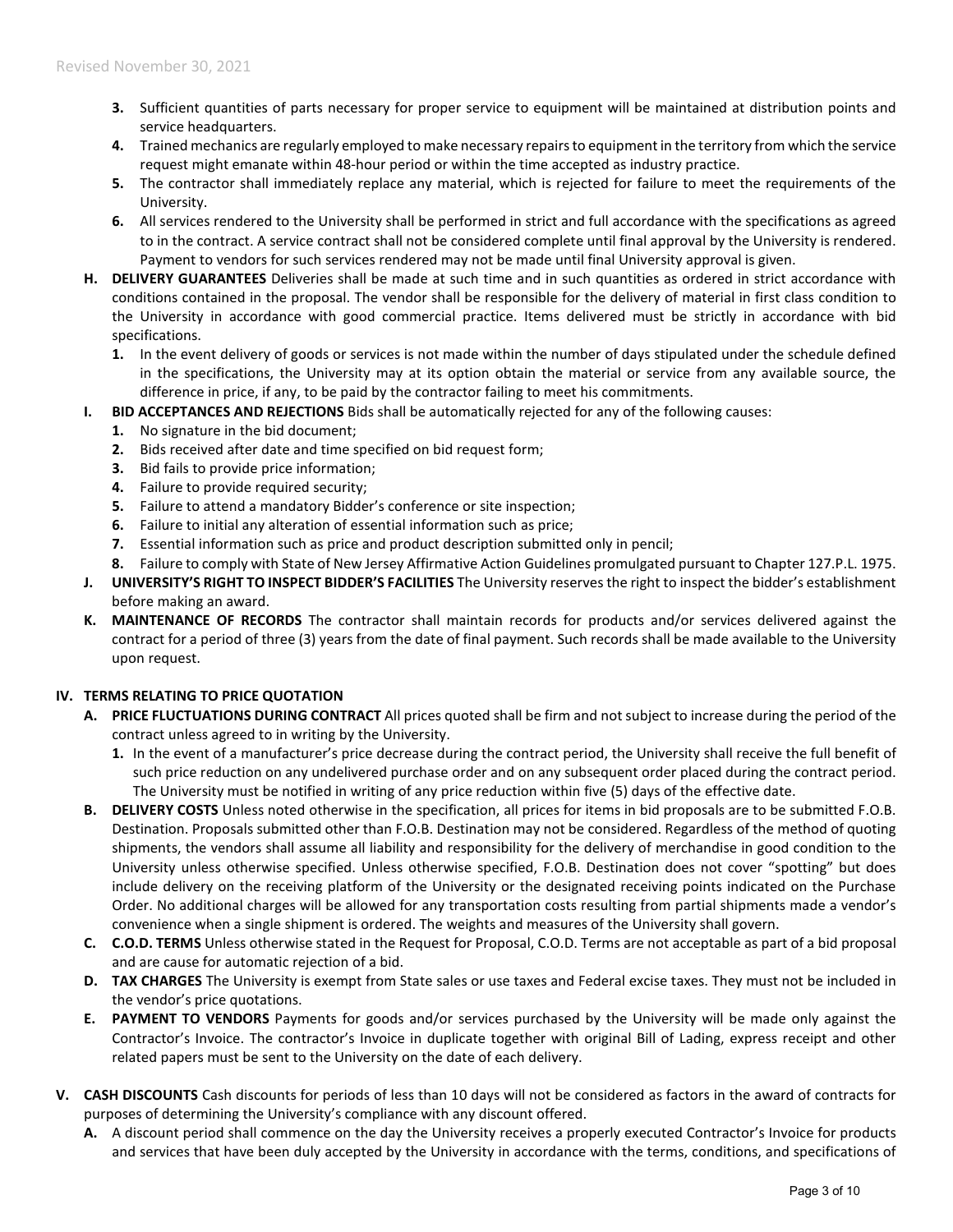3. **3.** Sufficient quantities of parts necessary for proper service to equipment will be maintained at distribution points and service headquarters.
4. **4.** Trained mechanics are regularly employed to make necessary repairs to equipment in the territory from which the service request might emanate within 48-hour period or within the time accepted as industry practice.
5. **5.** The contractor shall immediately replace any material, which is rejected for failure to meet the requirements of the University.
6. **6.** All services rendered to the University shall be performed in strict and full accordance with the specifications as agreed to in the contract. A service contract shall not be considered complete until final approval by the University is rendered. Payment to vendors for such services rendered may not be made until final University approval is given.

**H. DELIVERY GUARANTEES** Deliveries shall be made at such time and in such quantities as ordered in strict accordance with conditions contained in the proposal. The vendor shall be responsible for the delivery of material in first class condition to the University in accordance with good commercial practice. Items delivered must be strictly in accordance with bid specifications.

1. **1.** In the event delivery of goods or services is not made within the number of days stipulated under the schedule defined in the specifications, the University may at its option obtain the material or service from any available source, the difference in price, if any, to be paid by the contractor failing to meet his commitments.

**I. BID ACCEPTANCES AND REJECTIONS** Bids shall be automatically rejected for any of the following causes:

1. **1.** No signature in the bid document;
2. **2.** Bids received after date and time specified on bid request form;
3. **3.** Bid fails to provide price information;
4. **4.** Failure to provide required security;
5. **5.** Failure to attend a mandatory Bidder's conference or site inspection;
6. **6.** Failure to initial any alteration of essential information such as price;
7. **7.** Essential information such as price and product description submitted only in pencil;
8. **8.** Failure to comply with State of New Jersey Affirmative Action Guidelines promulgated pursuant to Chapter 127.P.L. 1975.

**J. UNIVERSITY'S RIGHT TO INSPECT BIDDER'S FACILITIES** The University reserves the right to inspect the bidder's establishment before making an award.

**K. MAINTENANCE OF RECORDS** The contractor shall maintain records for products and/or services delivered against the contract for a period of three (3) years from the date of final payment. Such records shall be made available to the University upon request.

## IV. TERMS RELATING TO PRICE QUOTATION

**A. PRICE FLUCTUATIONS DURING CONTRACT** All prices quoted shall be firm and not subject to increase during the period of the contract unless agreed to in writing by the University.

1. **1.** In the event of a manufacturer's price decrease during the contract period, the University shall receive the full benefit of such price reduction on any undelivered purchase order and on any subsequent order placed during the contract period. The University must be notified in writing of any price reduction within five (5) days of the effective date.

**B. DELIVERY COSTS** Unless noted otherwise in the specification, all prices for items in bid proposals are to be submitted F.O.B. Destination. Proposals submitted other than F.O.B. Destination may not be considered. Regardless of the method of quoting shipments, the vendors shall assume all liability and responsibility for the delivery of merchandise in good condition to the University unless otherwise specified. Unless otherwise specified, F.O.B. Destination does not cover "spotting" but does include delivery on the receiving platform of the University or the designated receiving points indicated on the Purchase Order. No additional charges will be allowed for any transportation costs resulting from partial shipments made a vendor's convenience when a single shipment is ordered. The weights and measures of the University shall govern.

**C. C.O.D. TERMS** Unless otherwise stated in the Request for Proposal, C.O.D. Terms are not acceptable as part of a bid proposal and are cause for automatic rejection of a bid.

**D. TAX CHARGES** The University is exempt from State sales or use taxes and Federal excise taxes. They must not be included in the vendor's price quotations.

**E. PAYMENT TO VENDORS** Payments for goods and/or services purchased by the University will be made only against the Contractor's Invoice. The contractor's Invoice in duplicate together with original Bill of Lading, express receipt and other related papers must be sent to the University on the date of each delivery.

## V. CASH DISCOUNTS

Cash discounts for periods of less than 10 days will not be considered as factors in the award of contracts for purposes of determining the University's compliance with any discount offered.

**A.** A discount period shall commence on the day the University receives a properly executed Contractor's Invoice for products and services that have been duly accepted by the University in accordance with the terms, conditions, and specifications of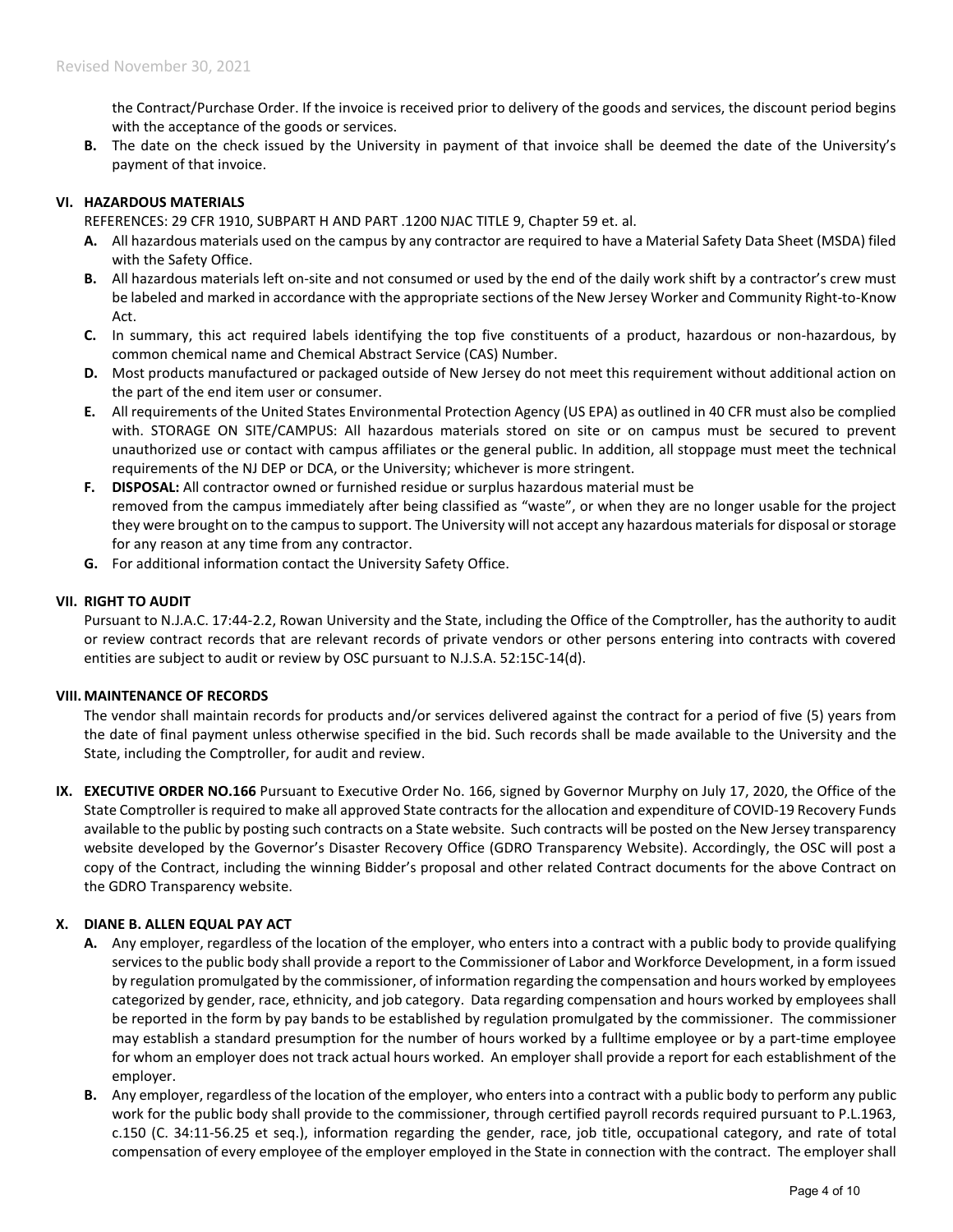the Contract/Purchase Order. If the invoice is received prior to delivery of the goods and services, the discount period begins with the acceptance of the goods or services.

**B.** The date on the check issued by the University in payment of that invoice shall be deemed the date of the University's payment of that invoice.

## VI. HAZARDOUS MATERIALS

REFERENCES: 29 CFR 1910, SUBPART H AND PART .1200 NJAC TITLE 9, Chapter 59 et. al.

**A.** All hazardous materials used on the campus by any contractor are required to have a Material Safety Data Sheet (MSDA) filed with the Safety Office.

**B.** All hazardous materials left on-site and not consumed or used by the end of the daily work shift by a contractor's crew must be labeled and marked in accordance with the appropriate sections of the New Jersey Worker and Community Right-to-Know Act.

**C.** In summary, this act required labels identifying the top five constituents of a product, hazardous or non-hazardous, by common chemical name and Chemical Abstract Service (CAS) Number.

**D.** Most products manufactured or packaged outside of New Jersey do not meet this requirement without additional action on the part of the end item user or consumer.

**E.** All requirements of the United States Environmental Protection Agency (US EPA) as outlined in 40 CFR must also be complied with. STORAGE ON SITE/CAMPUS: All hazardous materials stored on site or on campus must be secured to prevent unauthorized use or contact with campus affiliates or the general public. In addition, all stoppage must meet the technical requirements of the NJ DEP or DCA, or the University; whichever is more stringent.

**F.** **DISPOSAL:** All contractor owned or furnished residue or surplus hazardous material must be removed from the campus immediately after being classified as "waste", or when they are no longer usable for the project they were brought on to the campus to support. The University will not accept any hazardous materials for disposal or storage for any reason at any time from any contractor.

**G.** For additional information contact the University Safety Office.

## VII. RIGHT TO AUDIT

Pursuant to N.J.A.C. 17:44-2.2, Rowan University and the State, including the Office of the Comptroller, has the authority to audit or review contract records that are relevant records of private vendors or other persons entering into contracts with covered entities are subject to audit or review by OSC pursuant to N.J.S.A. 52:15C-14(d).

## VIII. MAINTENANCE OF RECORDS

The vendor shall maintain records for products and/or services delivered against the contract for a period of five (5) years from the date of final payment unless otherwise specified in the bid. Such records shall be made available to the University and the State, including the Comptroller, for audit and review.

## IX. EXECUTIVE ORDER NO.166

Pursuant to Executive Order No. 166, signed by Governor Murphy on July 17, 2020, the Office of the State Comptroller is required to make all approved State contracts for the allocation and expenditure of COVID-19 Recovery Funds available to the public by posting such contracts on a State website. Such contracts will be posted on the New Jersey transparency website developed by the Governor's Disaster Recovery Office (GDRO Transparency Website). Accordingly, the OSC will post a copy of the Contract, including the winning Bidder's proposal and other related Contract documents for the above Contract on the GDRO Transparency website.

## X. DIANE B. ALLEN EQUAL PAY ACT

**A.** Any employer, regardless of the location of the employer, who enters into a contract with a public body to provide qualifying services to the public body shall provide a report to the Commissioner of Labor and Workforce Development, in a form issued by regulation promulgated by the commissioner, of information regarding the compensation and hours worked by employees categorized by gender, race, ethnicity, and job category. Data regarding compensation and hours worked by employees shall be reported in the form by pay bands to be established by regulation promulgated by the commissioner. The commissioner may establish a standard presumption for the number of hours worked by a fulltime employee or by a part-time employee for whom an employer does not track actual hours worked. An employer shall provide a report for each establishment of the employer.

**B.** Any employer, regardless of the location of the employer, who enters into a contract with a public body to perform any public work for the public body shall provide to the commissioner, through certified payroll records required pursuant to P.L.1963, c.150 (C. 34:11-56.25 et seq.), information regarding the gender, race, job title, occupational category, and rate of total compensation of every employee of the employer employed in the State in connection with the contract. The employer shall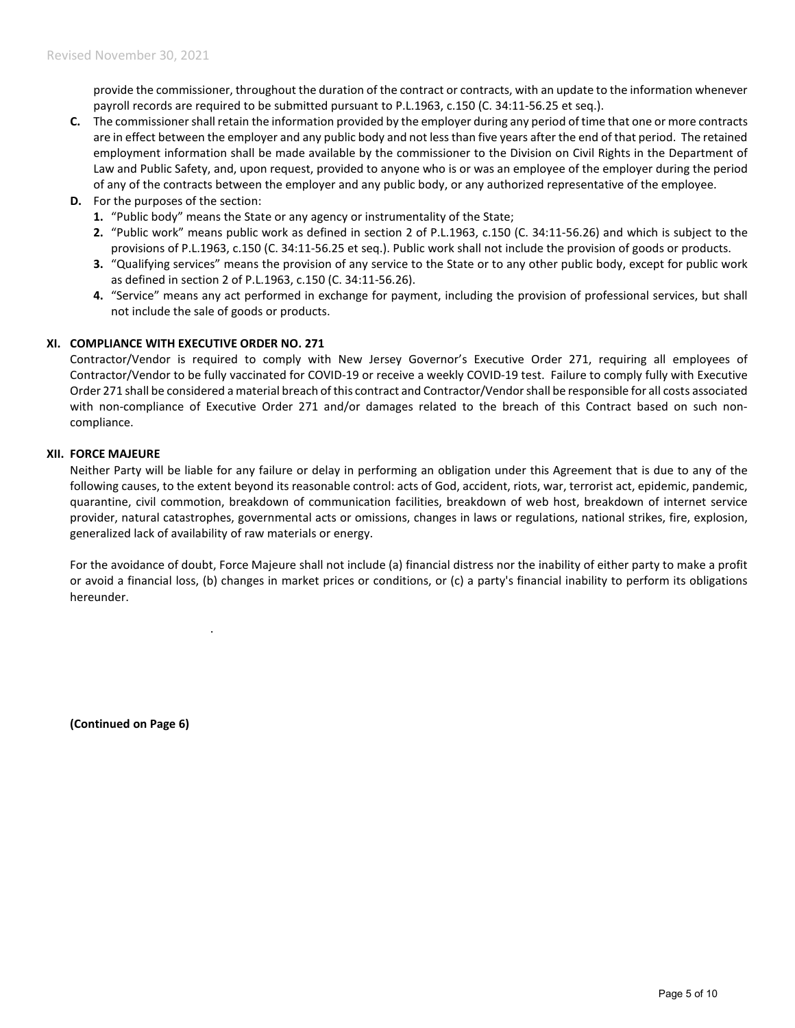provide the commissioner, throughout the duration of the contract or contracts, with an update to the information whenever payroll records are required to be submitted pursuant to P.L.1963, c.150 (C. 34:11-56.25 et seq.).

**C.** The commissioner shall retain the information provided by the employer during any period of time that one or more contracts are in effect between the employer and any public body and not less than five years after the end of that period. The retained employment information shall be made available by the commissioner to the Division on Civil Rights in the Department of Law and Public Safety, and, upon request, provided to anyone who is or was an employee of the employer during the period of any of the contracts between the employer and any public body, or any authorized representative of the employee.

**D.** For the purposes of the section:

1. "Public body" means the State or any agency or instrumentality of the State;
2. "Public work" means public work as defined in section 2 of P.L.1963, c.150 (C. 34:11-56.26) and which is subject to the provisions of P.L.1963, c.150 (C. 34:11-56.25 et seq.). Public work shall not include the provision of goods or products.
3. "Qualifying services" means the provision of any service to the State or to any other public body, except for public work as defined in section 2 of P.L.1963, c.150 (C. 34:11-56.26).
4. "Service" means any act performed in exchange for payment, including the provision of professional services, but shall not include the sale of goods or products.

## XI. COMPLIANCE WITH EXECUTIVE ORDER NO. 271

Contractor/Vendor is required to comply with New Jersey Governor's Executive Order 271, requiring all employees of Contractor/Vendor to be fully vaccinated for COVID-19 or receive a weekly COVID-19 test. Failure to comply fully with Executive Order 271 shall be considered a material breach of this contract and Contractor/Vendor shall be responsible for all costs associated with non-compliance of Executive Order 271 and/or damages related to the breach of this Contract based on such non-compliance.

## XII. FORCE MAJEURE

Neither Party will be liable for any failure or delay in performing an obligation under this Agreement that is due to any of the following causes, to the extent beyond its reasonable control: acts of God, accident, riots, war, terrorist act, epidemic, pandemic, quarantine, civil commotion, breakdown of communication facilities, breakdown of web host, breakdown of internet service provider, natural catastrophes, governmental acts or omissions, changes in laws or regulations, national strikes, fire, explosion, generalized lack of availability of raw materials or energy.

For the avoidance of doubt, Force Majeure shall not include (a) financial distress nor the inability of either party to make a profit or avoid a financial loss, (b) changes in market prices or conditions, or (c) a party's financial inability to perform its obligations hereunder.

**(Continued on Page 6)**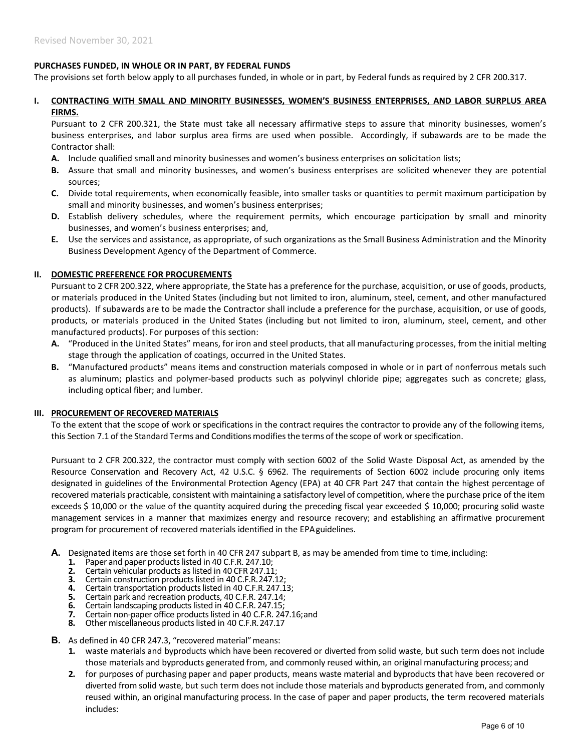Revised November 30, 2021

**PURCHASES FUNDED, IN WHOLE OR IN PART, BY FEDERAL FUNDS**

The provisions set forth below apply to all purchases funded, in whole or in part, by Federal funds as required by 2 CFR 200.317.

**I. <u>CONTRACTING WITH SMALL AND MINORITY BUSINESSES, WOMEN'S BUSINESS ENTERPRISES, AND LABOR SURPLUS AREA FIRMS.</u>**

Pursuant to 2 CFR 200.321, the State must take all necessary affirmative steps to assure that minority businesses, women's business enterprises, and labor surplus area firms are used when possible. Accordingly, if subawards are to be made the Contractor shall:

- **A.** Include qualified small and minority businesses and women's business enterprises on solicitation lists;
- **B.** Assure that small and minority businesses, and women's business enterprises are solicited whenever they are potential sources;
- **C.** Divide total requirements, when economically feasible, into smaller tasks or quantities to permit maximum participation by small and minority businesses, and women's business enterprises;
- **D.** Establish delivery schedules, where the requirement permits, which encourage participation by small and minority businesses, and women's business enterprises; and,
- **E.** Use the services and assistance, as appropriate, of such organizations as the Small Business Administration and the Minority Business Development Agency of the Department of Commerce.

**II. <u>DOMESTIC PREFERENCE FOR PROCUREMENTS</u>**

Pursuant to 2 CFR 200.322, where appropriate, the State has a preference for the purchase, acquisition, or use of goods, products, or materials produced in the United States (including but not limited to iron, aluminum, steel, cement, and other manufactured products). If subawards are to be made the Contractor shall include a preference for the purchase, acquisition, or use of goods, products, or materials produced in the United States (including but not limited to iron, aluminum, steel, cement, and other manufactured products). For purposes of this section:

- **A.** "Produced in the United States" means, for iron and steel products, that all manufacturing processes, from the initial melting stage through the application of coatings, occurred in the United States.
- **B.** "Manufactured products" means items and construction materials composed in whole or in part of nonferrous metals such as aluminum; plastics and polymer-based products such as polyvinyl chloride pipe; aggregates such as concrete; glass, including optical fiber; and lumber.

**III. <u>PROCUREMENT OF RECOVERED MATERIALS</u>**

To the extent that the scope of work or specifications in the contract requires the contractor to provide any of the following items, this Section 7.1 of the Standard Terms and Conditions modifies the terms of the scope of work or specification.

Pursuant to 2 CFR 200.322, the contractor must comply with section 6002 of the Solid Waste Disposal Act, as amended by the Resource Conservation and Recovery Act, 42 U.S.C. § 6962. The requirements of Section 6002 include procuring only items designated in guidelines of the Environmental Protection Agency (EPA) at 40 CFR Part 247 that contain the highest percentage of recovered materials practicable, consistent with maintaining a satisfactory level of competition, where the purchase price of the item exceeds $ 10,000 or the value of the quantity acquired during the preceding fiscal year exceeded $ 10,000; procuring solid waste management services in a manner that maximizes energy and resource recovery; and establishing an affirmative procurement program for procurement of recovered materials identified in the EPA guidelines.

- **A.** Designated items are those set forth in 40 CFR 247 subpart B, as may be amended from time to time, including:
  1. Paper and paper products listed in 40 C.F.R. 247.10;
  2. Certain vehicular products as listed in 40 CFR 247.11;
  3. Certain construction products listed in 40 C.F.R. 247.12;
  4. Certain transportation products listed in 40 C.F.R. 247.13;
  5. Certain park and recreation products, 40 C.F.R. 247.14;
  6. Certain landscaping products listed in 40 C.F.R. 247.15;
  7. Certain non-paper office products listed in 40 C.F.R. 247.16; and
  8. Other miscellaneous products listed in 40 C.F.R. 247.17
- **B.** As defined in 40 CFR 247.3, "recovered material" means:
  1. waste materials and byproducts which have been recovered or diverted from solid waste, but such term does not include those materials and byproducts generated from, and commonly reused within, an original manufacturing process; and
  2. for purposes of purchasing paper and paper products, means waste material and byproducts that have been recovered or diverted from solid waste, but such term does not include those materials and byproducts generated from, and commonly reused within, an original manufacturing process. In the case of paper and paper products, the term recovered materials includes: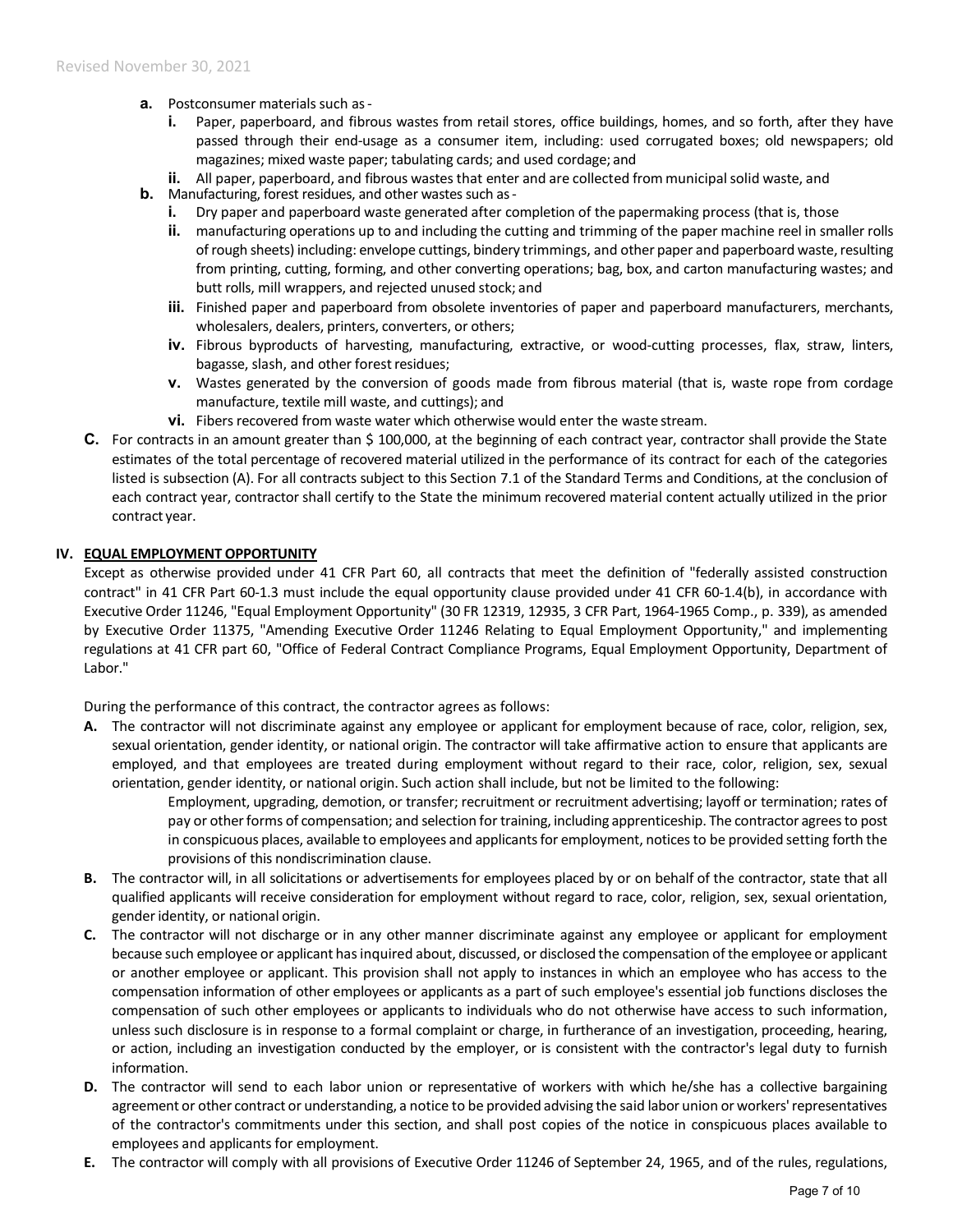- **a.** Postconsumer materials such as -
  - **i.** Paper, paperboard, and fibrous wastes from retail stores, office buildings, homes, and so forth, after they have passed through their end-usage as a consumer item, including: used corrugated boxes; old newspapers; old magazines; mixed waste paper; tabulating cards; and used cordage; and
  - **ii.** All paper, paperboard, and fibrous wastes that enter and are collected from municipal solid waste, and
- **b.** Manufacturing, forest residues, and other wastes such as -
  - **i.** Dry paper and paperboard waste generated after completion of the papermaking process (that is, those
  - **ii.** manufacturing operations up to and including the cutting and trimming of the paper machine reel in smaller rolls of rough sheets) including: envelope cuttings, bindery trimmings, and other paper and paperboard waste, resulting from printing, cutting, forming, and other converting operations; bag, box, and carton manufacturing wastes; and butt rolls, mill wrappers, and rejected unused stock; and
  - **iii.** Finished paper and paperboard from obsolete inventories of paper and paperboard manufacturers, merchants, wholesalers, dealers, printers, converters, or others;
  - **iv.** Fibrous byproducts of harvesting, manufacturing, extractive, or wood-cutting processes, flax, straw, linters, bagasse, slash, and other forest residues;
  - **v.** Wastes generated by the conversion of goods made from fibrous material (that is, waste rope from cordage manufacture, textile mill waste, and cuttings); and
  - **vi.** Fibers recovered from waste water which otherwise would enter the waste stream.

**C.** For contracts in an amount greater than $ 100,000, at the beginning of each contract year, contractor shall provide the State estimates of the total percentage of recovered material utilized in the performance of its contract for each of the categories listed is subsection (A). For all contracts subject to this Section 7.1 of the Standard Terms and Conditions, at the conclusion of each contract year, contractor shall certify to the State the minimum recovered material content actually utilized in the prior contract year.

## IV. EQUAL EMPLOYMENT OPPORTUNITY

Except as otherwise provided under 41 CFR Part 60, all contracts that meet the definition of "federally assisted construction contract" in 41 CFR Part 60-1.3 must include the equal opportunity clause provided under 41 CFR 60-1.4(b), in accordance with Executive Order 11246, "Equal Employment Opportunity" (30 FR 12319, 12935, 3 CFR Part, 1964-1965 Comp., p. 339), as amended by Executive Order 11375, "Amending Executive Order 11246 Relating to Equal Employment Opportunity," and implementing regulations at 41 CFR part 60, "Office of Federal Contract Compliance Programs, Equal Employment Opportunity, Department of Labor."

During the performance of this contract, the contractor agrees as follows:

**A.** The contractor will not discriminate against any employee or applicant for employment because of race, color, religion, sex, sexual orientation, gender identity, or national origin. The contractor will take affirmative action to ensure that applicants are employed, and that employees are treated during employment without regard to their race, color, religion, sex, sexual orientation, gender identity, or national origin. Such action shall include, but not be limited to the following:

> Employment, upgrading, demotion, or transfer; recruitment or recruitment advertising; layoff or termination; rates of pay or other forms of compensation; and selection for training, including apprenticeship. The contractor agrees to post in conspicuous places, available to employees and applicants for employment, notices to be provided setting forth the provisions of this nondiscrimination clause.

**B.** The contractor will, in all solicitations or advertisements for employees placed by or on behalf of the contractor, state that all qualified applicants will receive consideration for employment without regard to race, color, religion, sex, sexual orientation, gender identity, or national origin.

**C.** The contractor will not discharge or in any other manner discriminate against any employee or applicant for employment because such employee or applicant has inquired about, discussed, or disclosed the compensation of the employee or applicant or another employee or applicant. This provision shall not apply to instances in which an employee who has access to the compensation information of other employees or applicants as a part of such employee's essential job functions discloses the compensation of such other employees or applicants to individuals who do not otherwise have access to such information, unless such disclosure is in response to a formal complaint or charge, in furtherance of an investigation, proceeding, hearing, or action, including an investigation conducted by the employer, or is consistent with the contractor's legal duty to furnish information.

**D.** The contractor will send to each labor union or representative of workers with which he/she has a collective bargaining agreement or other contract or understanding, a notice to be provided advising the said labor union or workers' representatives of the contractor's commitments under this section, and shall post copies of the notice in conspicuous places available to employees and applicants for employment.

**E.** The contractor will comply with all provisions of Executive Order 11246 of September 24, 1965, and of the rules, regulations,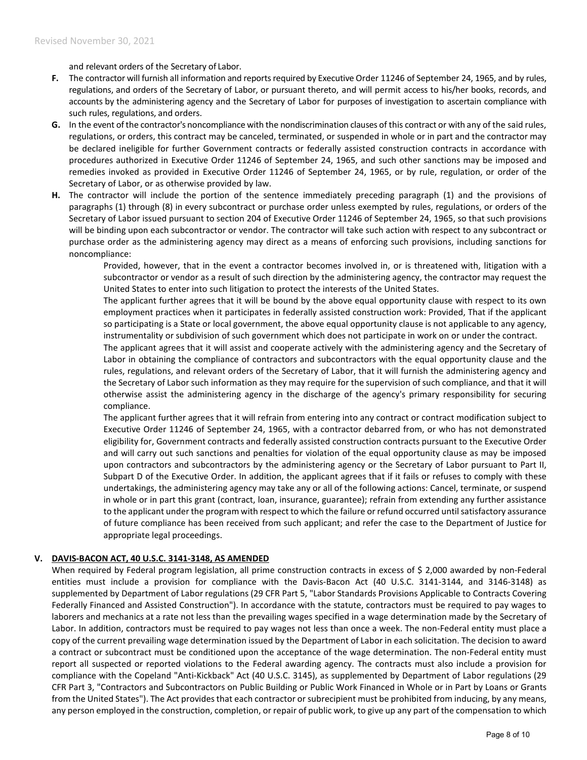and relevant orders of the Secretary of Labor.

**F.** The contractor will furnish all information and reports required by Executive Order 11246 of September 24, 1965, and by rules, regulations, and orders of the Secretary of Labor, or pursuant thereto, and will permit access to his/her books, records, and accounts by the administering agency and the Secretary of Labor for purposes of investigation to ascertain compliance with such rules, regulations, and orders.

**G.** In the event of the contractor's noncompliance with the nondiscrimination clauses of this contract or with any of the said rules, regulations, or orders, this contract may be canceled, terminated, or suspended in whole or in part and the contractor may be declared ineligible for further Government contracts or federally assisted construction contracts in accordance with procedures authorized in Executive Order 11246 of September 24, 1965, and such other sanctions may be imposed and remedies invoked as provided in Executive Order 11246 of September 24, 1965, or by rule, regulation, or order of the Secretary of Labor, or as otherwise provided by law.

**H.** The contractor will include the portion of the sentence immediately preceding paragraph (1) and the provisions of paragraphs (1) through (8) in every subcontract or purchase order unless exempted by rules, regulations, or orders of the Secretary of Labor issued pursuant to section 204 of Executive Order 11246 of September 24, 1965, so that such provisions will be binding upon each subcontractor or vendor. The contractor will take such action with respect to any subcontract or purchase order as the administering agency may direct as a means of enforcing such provisions, including sanctions for noncompliance:

Provided, however, that in the event a contractor becomes involved in, or is threatened with, litigation with a subcontractor or vendor as a result of such direction by the administering agency, the contractor may request the United States to enter into such litigation to protect the interests of the United States.

The applicant further agrees that it will be bound by the above equal opportunity clause with respect to its own employment practices when it participates in federally assisted construction work: Provided, That if the applicant so participating is a State or local government, the above equal opportunity clause is not applicable to any agency, instrumentality or subdivision of such government which does not participate in work on or under the contract.

The applicant agrees that it will assist and cooperate actively with the administering agency and the Secretary of Labor in obtaining the compliance of contractors and subcontractors with the equal opportunity clause and the rules, regulations, and relevant orders of the Secretary of Labor, that it will furnish the administering agency and the Secretary of Labor such information as they may require for the supervision of such compliance, and that it will otherwise assist the administering agency in the discharge of the agency's primary responsibility for securing compliance.

The applicant further agrees that it will refrain from entering into any contract or contract modification subject to Executive Order 11246 of September 24, 1965, with a contractor debarred from, or who has not demonstrated eligibility for, Government contracts and federally assisted construction contracts pursuant to the Executive Order and will carry out such sanctions and penalties for violation of the equal opportunity clause as may be imposed upon contractors and subcontractors by the administering agency or the Secretary of Labor pursuant to Part II, Subpart D of the Executive Order. In addition, the applicant agrees that if it fails or refuses to comply with these undertakings, the administering agency may take any or all of the following actions: Cancel, terminate, or suspend in whole or in part this grant (contract, loan, insurance, guarantee); refrain from extending any further assistance to the applicant under the program with respect to which the failure or refund occurred until satisfactory assurance of future compliance has been received from such applicant; and refer the case to the Department of Justice for appropriate legal proceedings.

## V. DAVIS-BACON ACT, 40 U.S.C. 3141-3148, AS AMENDED

When required by Federal program legislation, all prime construction contracts in excess of $ 2,000 awarded by non-Federal entities must include a provision for compliance with the Davis-Bacon Act (40 U.S.C. 3141-3144, and 3146-3148) as supplemented by Department of Labor regulations (29 CFR Part 5, "Labor Standards Provisions Applicable to Contracts Covering Federally Financed and Assisted Construction"). In accordance with the statute, contractors must be required to pay wages to laborers and mechanics at a rate not less than the prevailing wages specified in a wage determination made by the Secretary of Labor. In addition, contractors must be required to pay wages not less than once a week. The non-Federal entity must place a copy of the current prevailing wage determination issued by the Department of Labor in each solicitation. The decision to award a contract or subcontract must be conditioned upon the acceptance of the wage determination. The non-Federal entity must report all suspected or reported violations to the Federal awarding agency. The contracts must also include a provision for compliance with the Copeland "Anti-Kickback" Act (40 U.S.C. 3145), as supplemented by Department of Labor regulations (29 CFR Part 3, "Contractors and Subcontractors on Public Building or Public Work Financed in Whole or in Part by Loans or Grants from the United States"). The Act provides that each contractor or subrecipient must be prohibited from inducing, by any means, any person employed in the construction, completion, or repair of public work, to give up any part of the compensation to which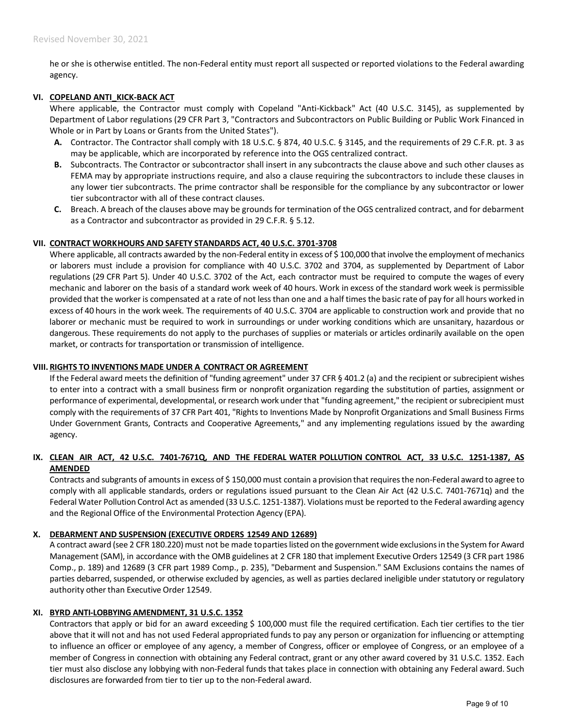he or she is otherwise entitled. The non-Federal entity must report all suspected or reported violations to the Federal awarding agency.

## VI. COPELAND ANTI_KICK-BACK ACT

Where applicable, the Contractor must comply with Copeland "Anti-Kickback" Act (40 U.S.C. 3145), as supplemented by Department of Labor regulations (29 CFR Part 3, "Contractors and Subcontractors on Public Building or Public Work Financed in Whole or in Part by Loans or Grants from the United States").

- **A.** Contractor. The Contractor shall comply with 18 U.S.C. § 874, 40 U.S.C. § 3145, and the requirements of 29 C.F.R. pt. 3 as may be applicable, which are incorporated by reference into the OGS centralized contract.
- **B.** Subcontracts. The Contractor or subcontractor shall insert in any subcontracts the clause above and such other clauses as FEMA may by appropriate instructions require, and also a clause requiring the subcontractors to include these clauses in any lower tier subcontracts. The prime contractor shall be responsible for the compliance by any subcontractor or lower tier subcontractor with all of these contract clauses.
- **C.** Breach. A breach of the clauses above may be grounds for termination of the OGS centralized contract, and for debarment as a Contractor and subcontractor as provided in 29 C.F.R. § 5.12.

## VII. CONTRACT WORKHOURS AND SAFETY STANDARDS ACT, 40 U.S.C. 3701-3708

Where applicable, all contracts awarded by the non-Federal entity in excess of $ 100,000 that involve the employment of mechanics or laborers must include a provision for compliance with 40 U.S.C. 3702 and 3704, as supplemented by Department of Labor regulations (29 CFR Part 5). Under 40 U.S.C. 3702 of the Act, each contractor must be required to compute the wages of every mechanic and laborer on the basis of a standard work week of 40 hours. Work in excess of the standard work week is permissible provided that the worker is compensated at a rate of not less than one and a half times the basic rate of pay for all hours worked in excess of 40 hours in the work week. The requirements of 40 U.S.C. 3704 are applicable to construction work and provide that no laborer or mechanic must be required to work in surroundings or under working conditions which are unsanitary, hazardous or dangerous. These requirements do not apply to the purchases of supplies or materials or articles ordinarily available on the open market, or contracts for transportation or transmission of intelligence.

## VIII. RIGHTS TO INVENTIONS MADE UNDER A CONTRACT OR AGREEMENT

If the Federal award meets the definition of "funding agreement" under 37 CFR § 401.2 (a) and the recipient or subrecipient wishes to enter into a contract with a small business firm or nonprofit organization regarding the substitution of parties, assignment or performance of experimental, developmental, or research work under that "funding agreement," the recipient or subrecipient must comply with the requirements of 37 CFR Part 401, "Rights to Inventions Made by Nonprofit Organizations and Small Business Firms Under Government Grants, Contracts and Cooperative Agreements," and any implementing regulations issued by the awarding agency.

## IX. CLEAN AIR ACT, 42 U.S.C. 7401-7671Q, AND THE FEDERAL WATER POLLUTION CONTROL ACT, 33 U.S.C. 1251-1387, AS AMENDED

Contracts and subgrants of amounts in excess of $ 150,000 must contain a provision that requires the non-Federal award to agree to comply with all applicable standards, orders or regulations issued pursuant to the Clean Air Act (42 U.S.C. 7401-7671q) and the Federal Water Pollution Control Act as amended (33 U.S.C. 1251-1387). Violations must be reported to the Federal awarding agency and the Regional Office of the Environmental Protection Agency (EPA).

## X. DEBARMENT AND SUSPENSION (EXECUTIVE ORDERS 12549 AND 12689)

A contract award (see 2 CFR 180.220) must not be made to parties listed on the government wide exclusions in the System for Award Management (SAM), in accordance with the OMB guidelines at 2 CFR 180 that implement Executive Orders 12549 (3 CFR part 1986 Comp., p. 189) and 12689 (3 CFR part 1989 Comp., p. 235), "Debarment and Suspension." SAM Exclusions contains the names of parties debarred, suspended, or otherwise excluded by agencies, as well as parties declared ineligible under statutory or regulatory authority other than Executive Order 12549.

## XI. BYRD ANTI-LOBBYING AMENDMENT, 31 U.S.C. 1352

Contractors that apply or bid for an award exceeding $ 100,000 must file the required certification. Each tier certifies to the tier above that it will not and has not used Federal appropriated funds to pay any person or organization for influencing or attempting to influence an officer or employee of any agency, a member of Congress, officer or employee of Congress, or an employee of a member of Congress in connection with obtaining any Federal contract, grant or any other award covered by 31 U.S.C. 1352. Each tier must also disclose any lobbying with non-Federal funds that takes place in connection with obtaining any Federal award. Such disclosures are forwarded from tier to tier up to the non-Federal award.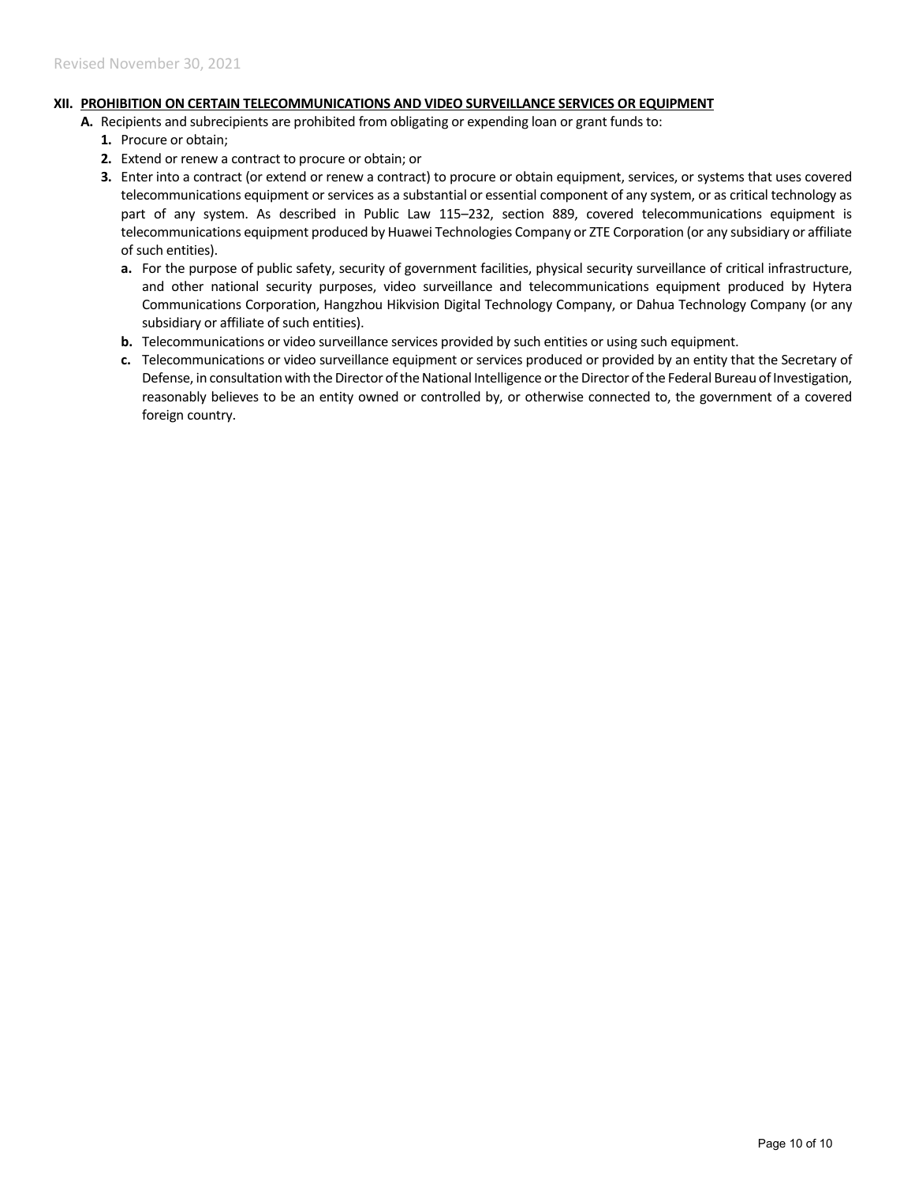## XII. PROHIBITION ON CERTAIN TELECOMMUNICATIONS AND VIDEO SURVEILLANCE SERVICES OR EQUIPMENT

**A.** Recipients and subrecipients are prohibited from obligating or expending loan or grant funds to:

**1.** Procure or obtain;

**2.** Extend or renew a contract to procure or obtain; or

**3.** Enter into a contract (or extend or renew a contract) to procure or obtain equipment, services, or systems that uses covered telecommunications equipment or services as a substantial or essential component of any system, or as critical technology as part of any system. As described in Public Law 115–232, section 889, covered telecommunications equipment is telecommunications equipment produced by Huawei Technologies Company or ZTE Corporation (or any subsidiary or affiliate of such entities).

- **a.** For the purpose of public safety, security of government facilities, physical security surveillance of critical infrastructure, and other national security purposes, video surveillance and telecommunications equipment produced by Hytera Communications Corporation, Hangzhou Hikvision Digital Technology Company, or Dahua Technology Company (or any subsidiary or affiliate of such entities).
- **b.** Telecommunications or video surveillance services provided by such entities or using such equipment.
- **c.** Telecommunications or video surveillance equipment or services produced or provided by an entity that the Secretary of Defense, in consultation with the Director of the National Intelligence or the Director of the Federal Bureau of Investigation, reasonably believes to be an entity owned or controlled by, or otherwise connected to, the government of a covered foreign country.